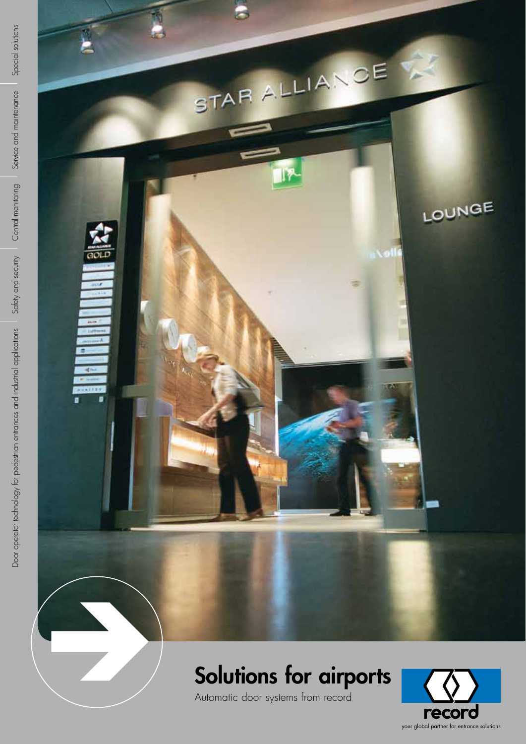Door operator technology for pedestrian entrances and industrial applications | Safety and security | Central monitoring | Service and maintenance | Special solutions

# Solutions for airports

Automatic door systems from record

record

your global partner for entrance solutions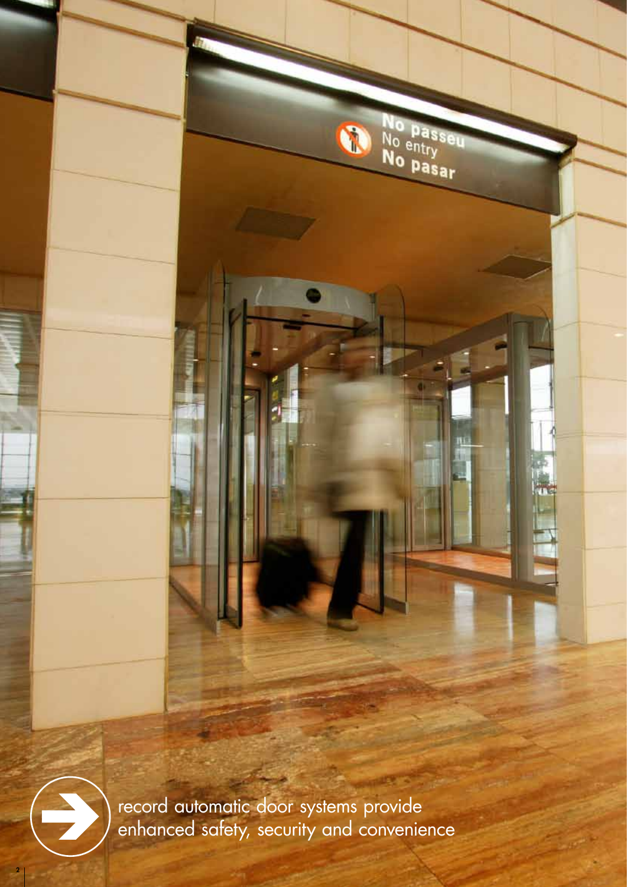record automatic door systems provide enhanced safety, security and convenience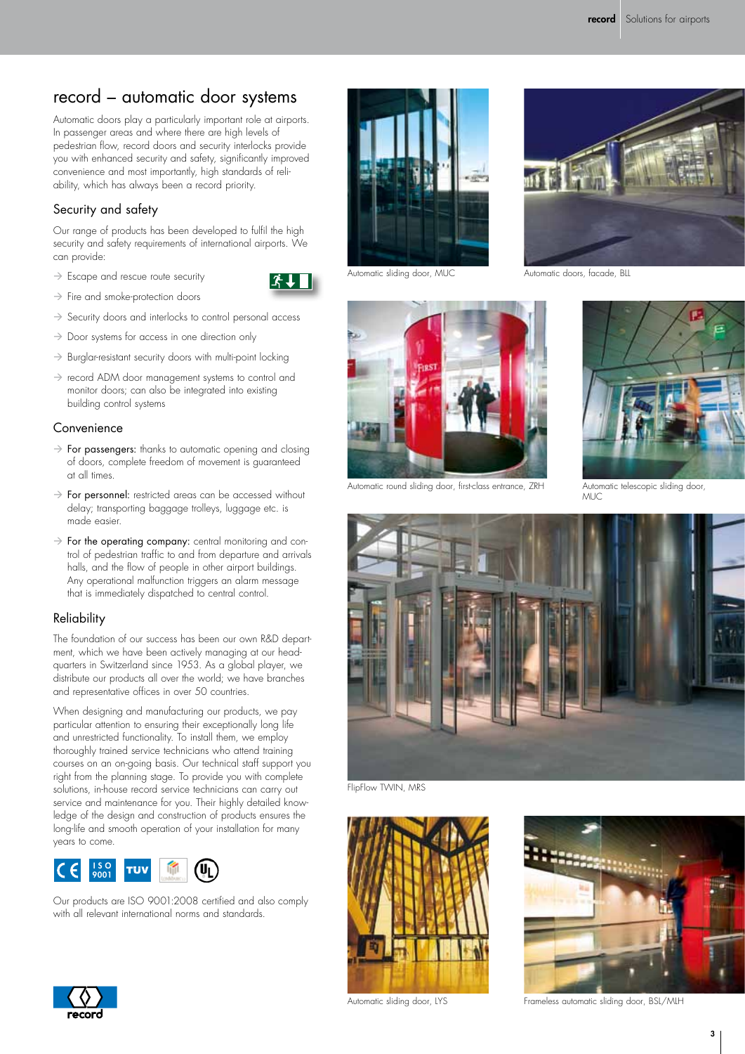# record – automatic door systems

Automatic doors play a particularly important role at airports. In passenger areas and where there are high levels of pedestrian flow, record doors and security interlocks provide you with enhanced security and safety, significantly improved convenience and most importantly, high standards of reliability, which has always been a record priority.

## Security and safety

Our range of products has been developed to fulfil the high security and safety requirements of international airports. We can provide:

- Escape and rescue route security
- Fire and smoke-protection doors
- Security doors and interlocks to control personal access
- Door systems for access in one direction only
- Burglar-resistant security doors with multi-point locking
- record ADM door management systems to control and monitor doors; can also be integrated into existing building control systems

## Convenience

- For passengers: thanks to automatic opening and closing of doors, complete freedom of movement is guaranteed at all times.
- For personnel: restricted areas can be accessed without delay; transporting baggage trolleys, luggage etc. is made easier.
- For the operating company: central monitoring and control of pedestrian traffic to and from departure and arrivals halls, and the flow of people in other airport buildings. Any operational malfunction triggers an alarm message that is immediately dispatched to central control.

## Reliability

The foundation of our success has been our own R&D department, which we have been actively managing at our headquarters in Switzerland since 1953. As a global player, we distribute our products all over the world; we have branches and representative offices in over 50 countries.

When designing and manufacturing our products, we pay particular attention to ensuring their exceptionally long life and unrestricted functionality. To install them, we employ thoroughly trained service technicians who attend training courses on an on-going basis. Our technical staff support you right from the planning stage. To provide you with complete solutions, in-house record service technicians can carry out service and maintenance for you. Their highly detailed knowledge of the design and construction of products ensures the long-life and smooth operation of your installation for many years to come.

Our products are ISO 9001:2008 certified and also comply with all relevant international norms and standards.

Automatic sliding door, MUC

Automatic doors, facade, BLL

Automatic round sliding door, first-class entrance, ZRH

Automatic telescopic sliding door, MUC

FlipFlow TWIN, MRS

Automatic sliding door, LYS

Frameless automatic sliding door, BSL/MLH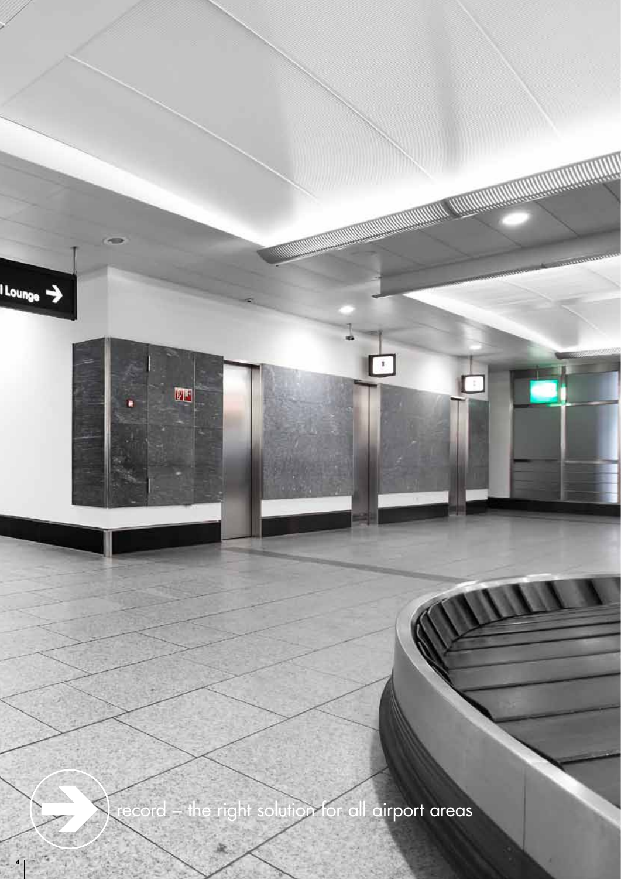record – the right solution for all airport areas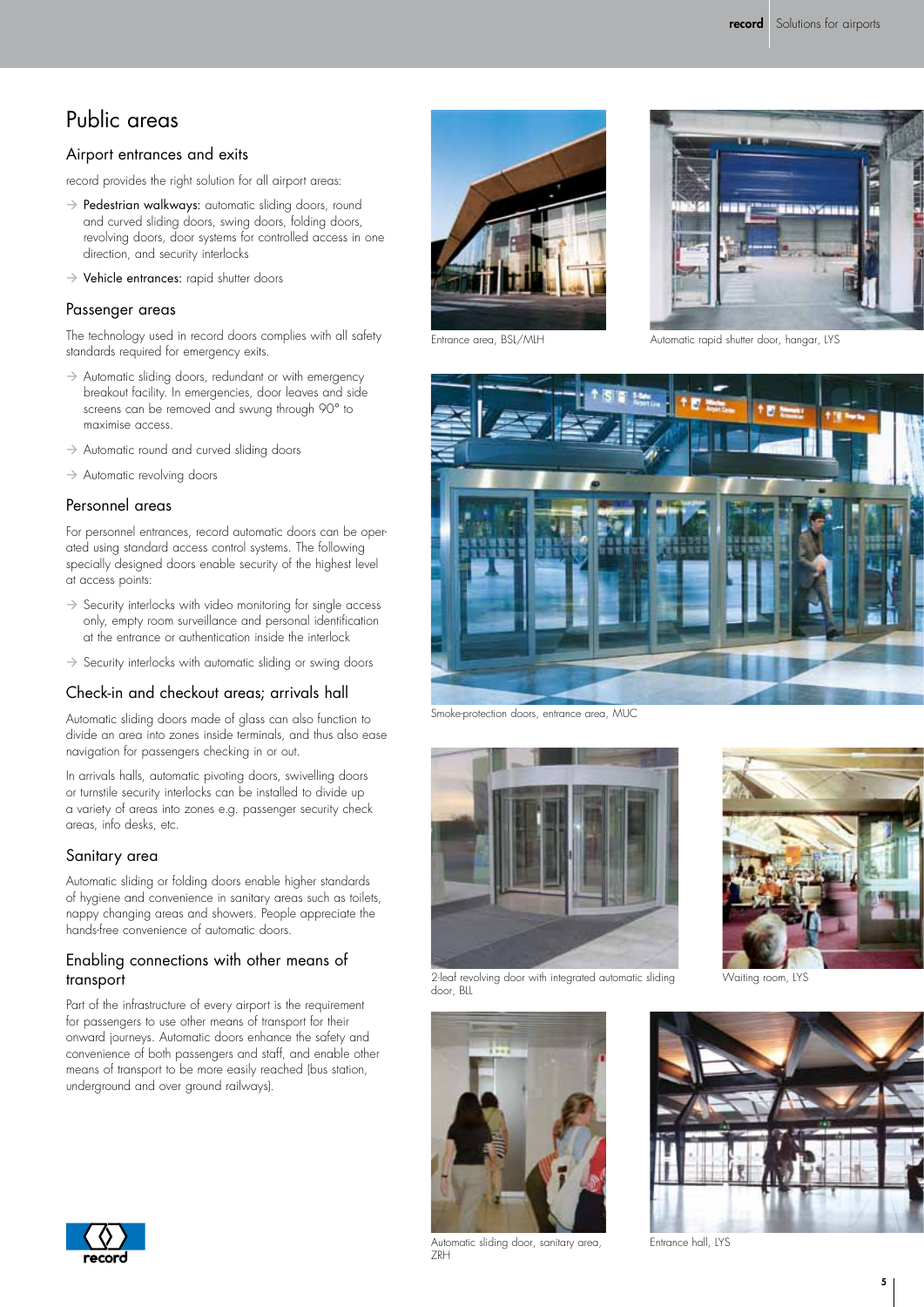# Public areas

## Airport entrances and exits

record provides the right solution for all airport areas:

- Pedestrian walkways: automatic sliding doors, round and curved sliding doors, swing doors, folding doors, revolving doors, door systems for controlled access in one direction, and security interlocks
- Vehicle entrances: rapid shutter doors

## Passenger areas

The technology used in record doors complies with all safety standards required for emergency exits.

- Automatic sliding doors, redundant or with emergency breakout facility. In emergencies, door leaves and side screens can be removed and swung through 90° to maximise access.
- Automatic round and curved sliding doors
- Automatic revolving doors

## Personnel areas

For personnel entrances, record automatic doors can be operated using standard access control systems. The following specially designed doors enable security of the highest level at access points:

- Security interlocks with video monitoring for single access only, empty room surveillance and personal identification at the entrance or authentication inside the interlock
- Security interlocks with automatic sliding or swing doors

## Check-in and checkout areas; arrivals hall

Automatic sliding doors made of glass can also function to divide an area into zones inside terminals, and thus also ease navigation for passengers checking in or out.

In arrivals halls, automatic pivoting doors, swivelling doors or turnstile security interlocks can be installed to divide up a variety of areas into zones e.g. passenger security check areas, info desks, etc.

## Sanitary area

Automatic sliding or folding doors enable higher standards of hygiene and convenience in sanitary areas such as toilets, nappy changing areas and showers. People appreciate the hands-free convenience of automatic doors.

## Enabling connections with other means of transport

Part of the infrastructure of every airport is the requirement for passengers to use other means of transport for their onward journeys. Automatic doors enhance the safety and convenience of both passengers and staff, and enable other means of transport to be more easily reached (bus station, underground and over ground railways).

Entrance area, BSL/MLH

Automatic rapid shutter door, hangar, LYS

Smoke-protection doors, entrance area, MUC

2-leaf revolving door with integrated automatic sliding door, BLL

Waiting room, LYS

Automatic sliding door, sanitary area, ZRH

Entrance hall, LYS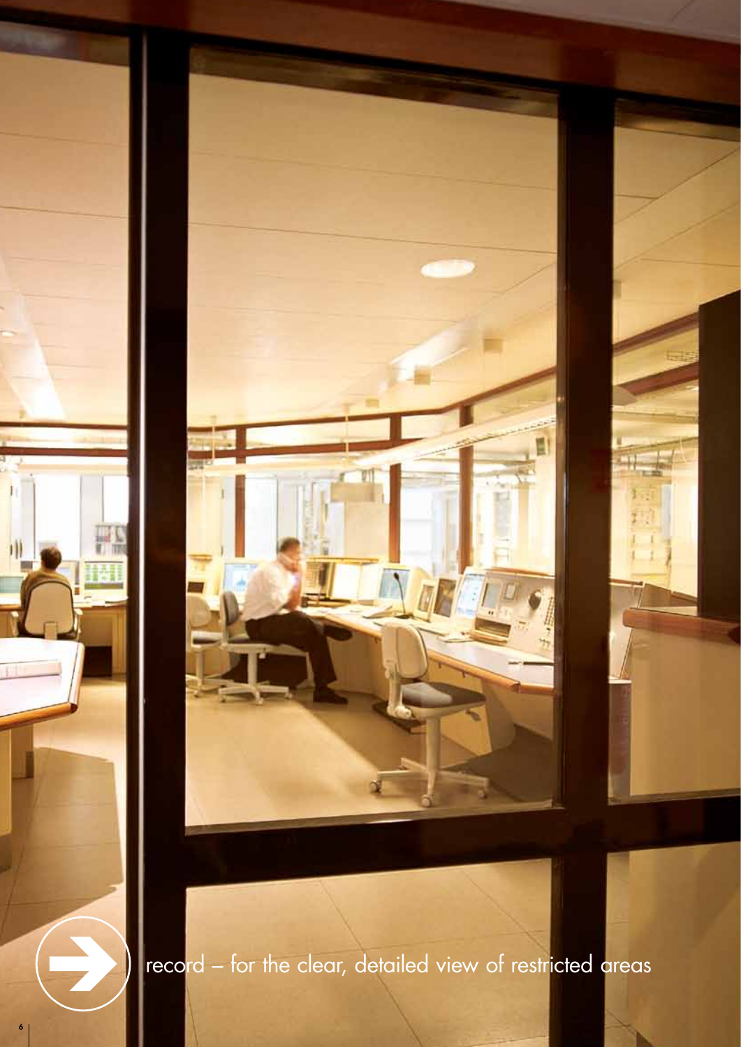record – for the clear, detailed view of restricted areas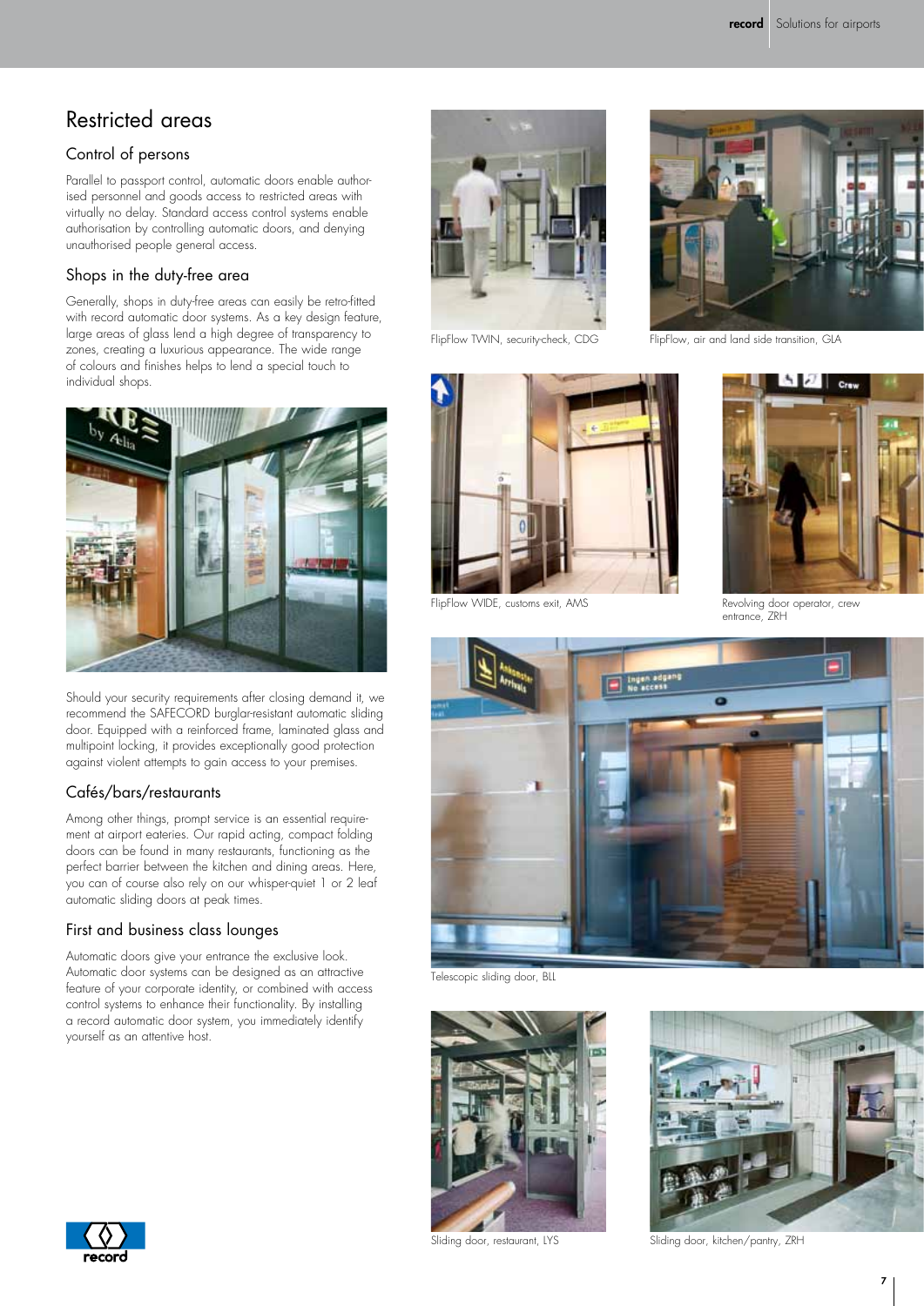# Restricted areas

## Control of persons

Parallel to passport control, automatic doors enable authorised personnel and goods access to restricted areas with virtually no delay. Standard access control systems enable authorisation by controlling automatic doors, and denying unauthorised people general access.

## Shops in the duty-free area

Generally, shops in duty-free areas can easily be retro-fitted with record automatic door systems. As a key design feature, large areas of glass lend a high degree of transparency to zones, creating a luxurious appearance. The wide range of colours and finishes helps to lend a special touch to individual shops.

Should your security requirements after closing demand it, we recommend the SAFECORD burglar-resistant automatic sliding door. Equipped with a reinforced frame, laminated glass and multipoint locking, it provides exceptionally good protection against violent attempts to gain access to your premises.

## Cafés/bars/restaurants

Among other things, prompt service is an essential requirement at airport eateries. Our rapid acting, compact folding doors can be found in many restaurants, functioning as the perfect barrier between the kitchen and dining areas. Here, you can of course also rely on our whisper-quiet 1 or 2 leaf automatic sliding doors at peak times.

## First and business class lounges

Automatic doors give your entrance the exclusive look. Automatic door systems can be designed as an attractive feature of your corporate identity, or combined with access control systems to enhance their functionality. By installing a record automatic door system, you immediately identify yourself as an attentive host.

FlipFlow TWIN, security-check, CDG

FlipFlow, air and land side transition, GLA

FlipFlow WIDE, customs exit, AMS

Revolving door operator, crew entrance, ZRH

Telescopic sliding door, BLL

Sliding door, restaurant, LYS

Sliding door, kitchen/pantry, ZRH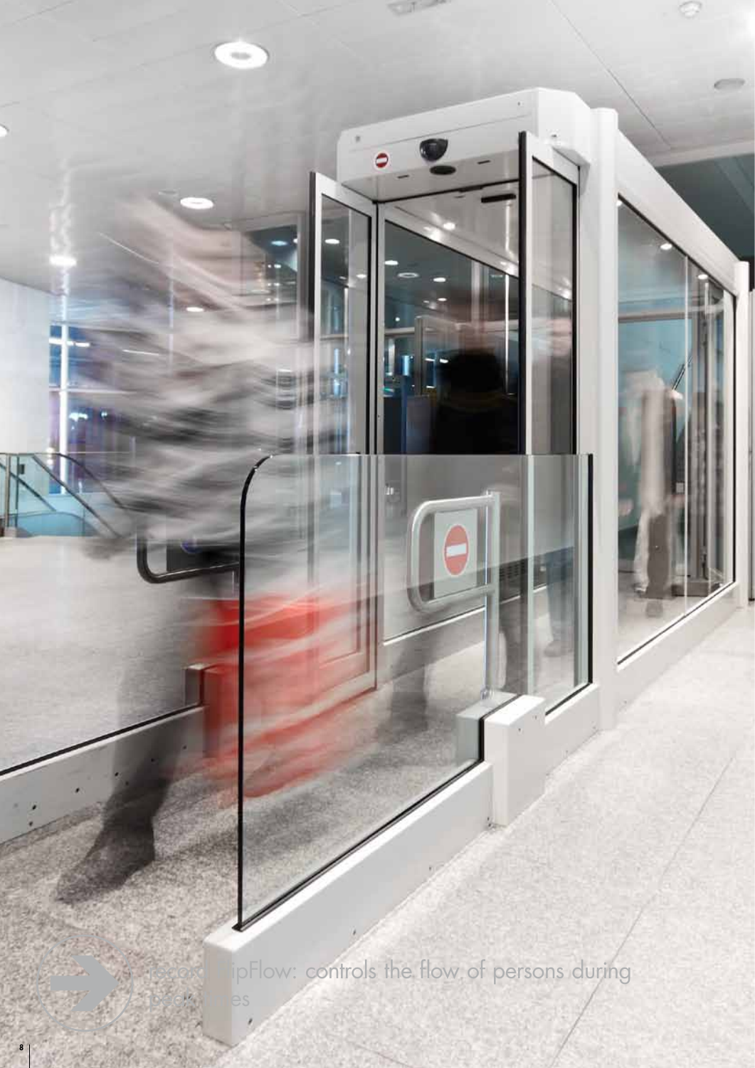record TripFlow: controls the flow of persons during bottlenecks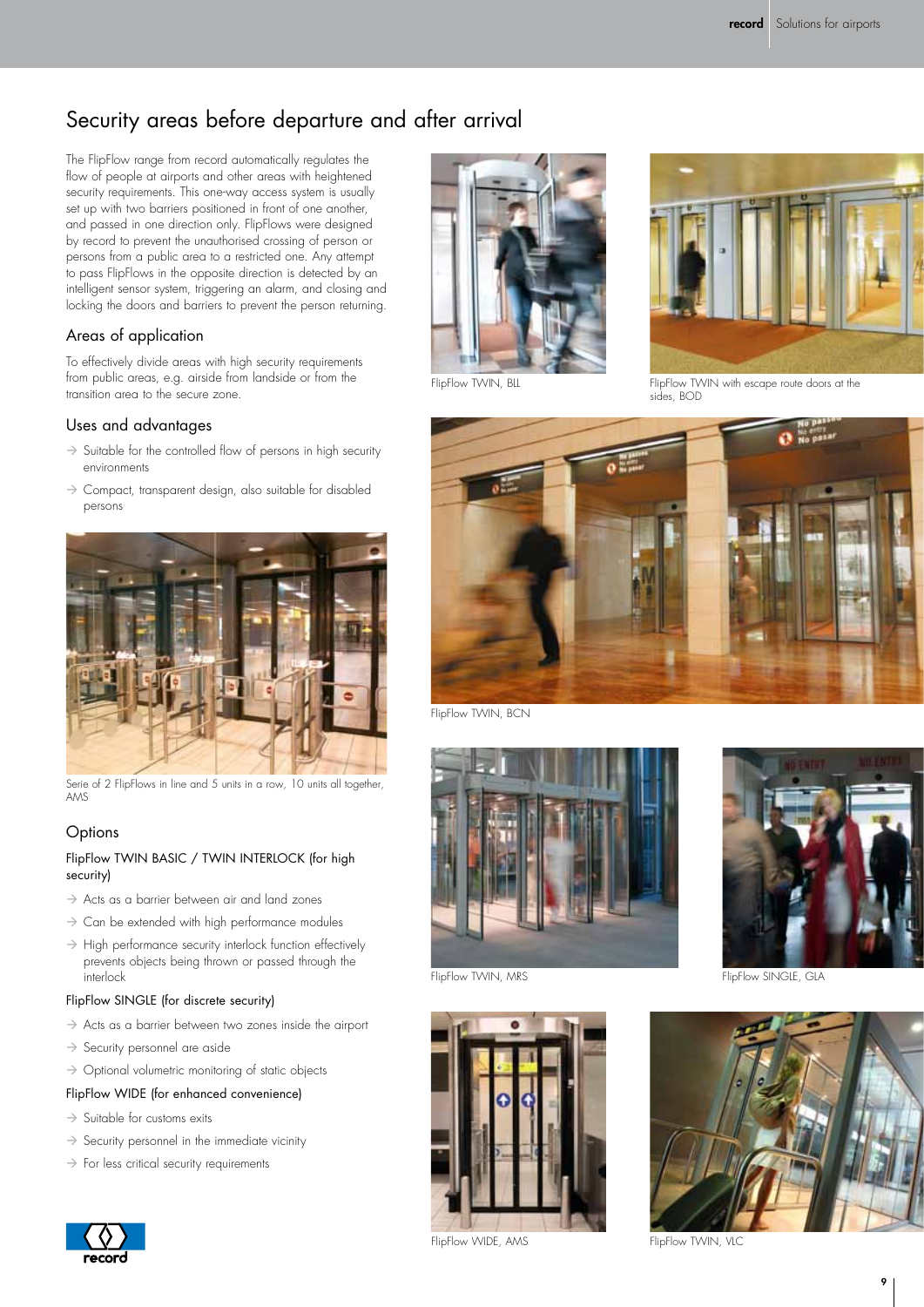# Security areas before departure and after arrival

The FlipFlow range from record automatically regulates the flow of people at airports and other areas with heightened security requirements. This one-way access system is usually set up with two barriers positioned in front of one another, and passed in one direction only. FlipFlows were designed by record to prevent the unauthorised crossing of person or persons from a public area to a restricted one. Any attempt to pass FlipFlows in the opposite direction is detected by an intelligent sensor system, triggering an alarm, and closing and locking the doors and barriers to prevent the person returning.

## Areas of application

To effectively divide areas with high security requirements from public areas, e.g. airside from landside or from the transition area to the secure zone.

## Uses and advantages

- Suitable for the controlled flow of persons in high security environments
- Compact, transparent design, also suitable for disabled persons

Serie of 2 FlipFlows in line and 5 units in a row, 10 units all together, AMS

## Options

### FlipFlow TWIN BASIC / TWIN INTERLOCK (for high security)

- Acts as a barrier between air and land zones
- Can be extended with high performance modules
- High performance security interlock function effectively prevents objects being thrown or passed through the interlock

### FlipFlow SINGLE (for discrete security)

- Acts as a barrier between two zones inside the airport
- Security personnel are aside
- Optional volumetric monitoring of static objects

### FlipFlow WIDE (for enhanced convenience)

- Suitable for customs exits
- Security personnel in the immediate vicinity
- For less critical security requirements

FlipFlow TWIN, BLL

FlipFlow TWIN with escape route doors at the sides, BOD

FlipFlow TWIN, BCN

FlipFlow TWIN, MRS

FlipFlow SINGLE, GLA

FlipFlow WIDE, AMS

FlipFlow TWIN, VLC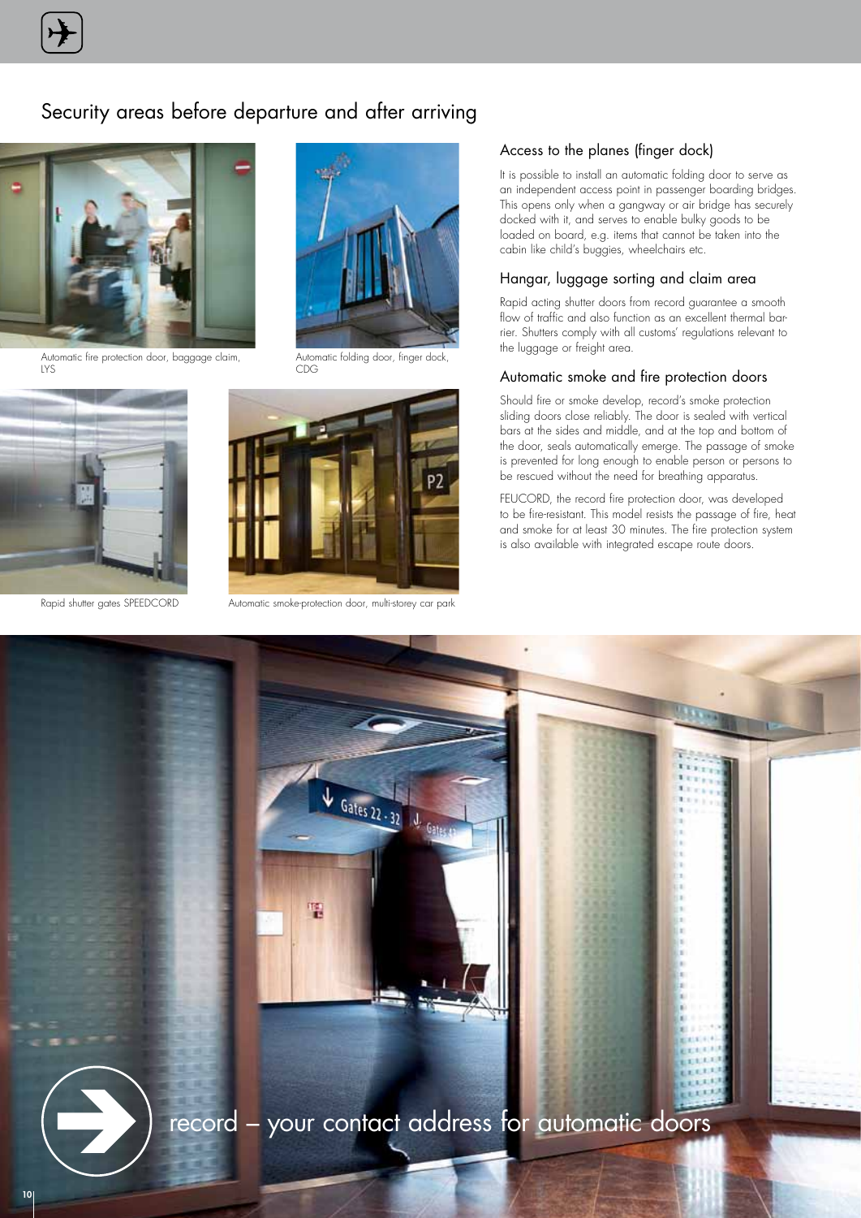## Security areas before departure and after arriving

Automatic fire protection door, baggage claim, LYS

Automatic folding door, finger dock, CDG

Rapid shutter gates SPEEDCORD

Automatic smoke-protection door, multi-storey car park

### Access to the planes (finger dock)

It is possible to install an automatic folding door to serve as an independent access point in passenger boarding bridges. This opens only when a gangway or air bridge has securely docked with it, and serves to enable bulky goods to be loaded on board, e.g. items that cannot be taken into the cabin like child's buggies, wheelchairs etc.

### Hangar, luggage sorting and claim area

Rapid acting shutter doors from record guarantee a smooth flow of traffic and also function as an excellent thermal barrier. Shutters comply with all customs' regulations relevant to the luggage or freight area.

### Automatic smoke and fire protection doors

Should fire or smoke develop, record's smoke protection sliding doors close reliably. The door is sealed with vertical bars at the sides and middle, and at the top and bottom of the door, seals automatically emerge. The passage of smoke is prevented for long enough to enable person or persons to be rescued without the need for breathing apparatus.

FEUCORD, the record fire protection door, was developed to be fire-resistant. This model resists the passage of fire, heat and smoke for at least 30 minutes. The fire protection system is also available with integrated escape route doors.

record – your contact address for automatic doors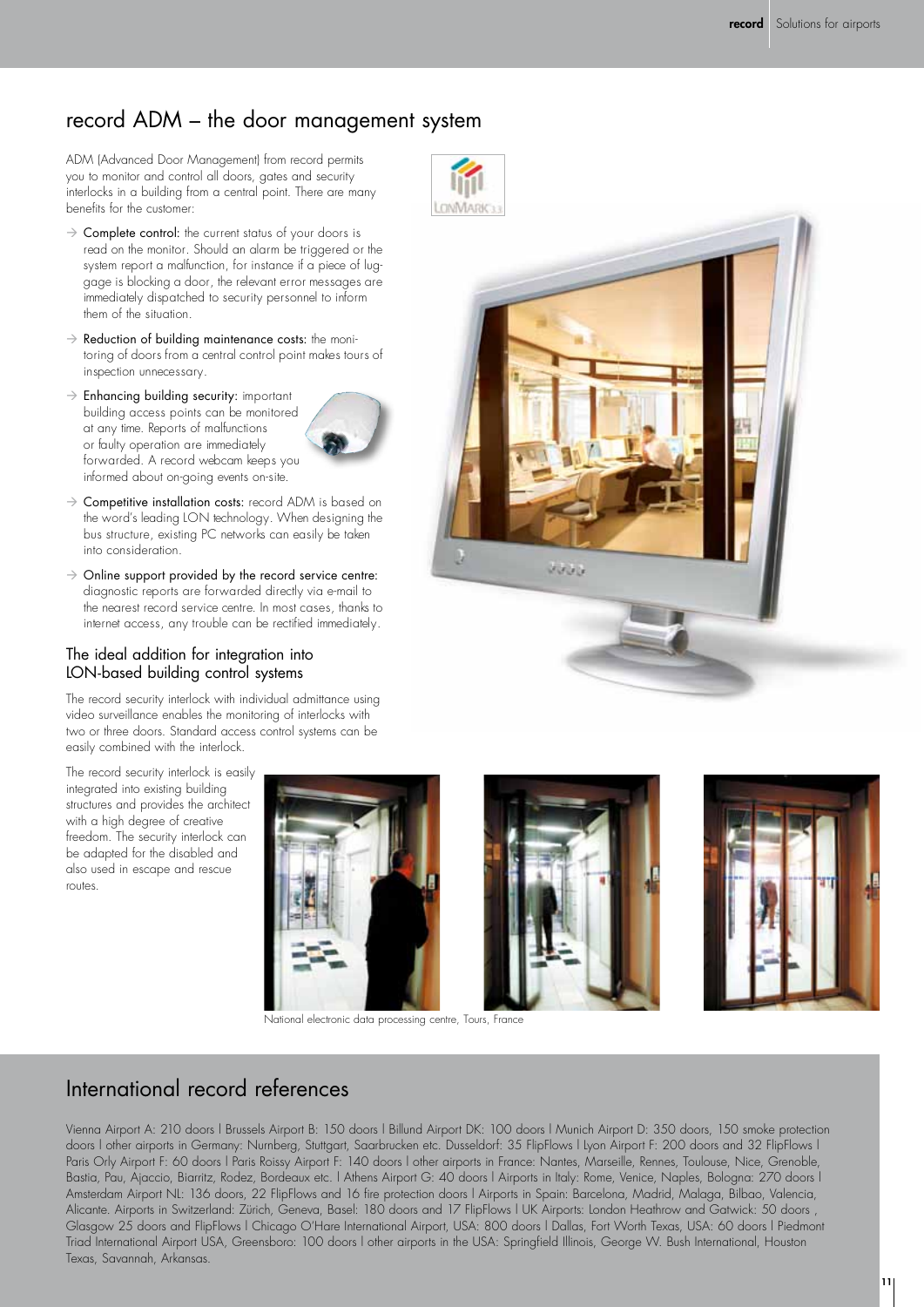## record ADM – the door management system

ADM (Advanced Door Management) from record permits you to monitor and control all doors, gates and security interlocks in a building from a central point. There are many benefits for the customer:

- Complete control: the current status of your doors is read on the monitor. Should an alarm be triggered or the system report a malfunction, for instance if a piece of luggage is blocking a door, the relevant error messages are immediately dispatched to security personnel to inform them of the situation.
- Reduction of building maintenance costs: the monitoring of doors from a central control point makes tours of inspection unnecessary.
- Enhancing building security: important building access points can be monitored at any time. Reports of malfunctions or faulty operation are immediately forwarded. A record webcam keeps you informed about on-going events on-site.
- Competitive installation costs: record ADM is based on the word's leading LON technology. When designing the bus structure, existing PC networks can easily be taken into consideration.
- Online support provided by the record service centre: diagnostic reports are forwarded directly via e-mail to the nearest record service centre. In most cases, thanks to internet access, any trouble can be rectified immediately.

### The ideal addition for integration into LON-based building control systems

The record security interlock with individual admittance using video surveillance enables the monitoring of interlocks with two or three doors. Standard access control systems can be easily combined with the interlock.

The record security interlock is easily integrated into existing building structures and provides the architect with a high degree of creative freedom. The security interlock can be adapted for the disabled and also used in escape and rescue routes.

National electronic data processing centre, Tours, France

## International record references

Vienna Airport A: 210 doors | Brussels Airport B: 150 doors | Billund Airport DK: 100 doors | Munich Airport D: 350 doors, 150 smoke protection doors | other airports in Germany: Nurnberg, Stuttgart, Saarbrucken etc. Dusseldorf: 35 FlipFlows | Lyon Airport F: 200 doors and 32 FlipFlows | Paris Orly Airport F: 60 doors | Paris Roissy Airport F: 140 doors | other airports in France: Nantes, Marseille, Rennes, Toulouse, Nice, Grenoble, Bastia, Pau, Ajaccio, Biarritz, Rodez, Bordeaux etc. | Athens Airport G: 40 doors | Airports in Italy: Rome, Venice, Naples, Bologna: 270 doors | Amsterdam Airport NL: 136 doors, 22 FlipFlows and 16 fire protection doors | Airports in Spain: Barcelona, Madrid, Malaga, Bilbao, Valencia, Alicante. Airports in Switzerland: Zürich, Geneva, Basel: 180 doors and 17 FlipFlows | UK Airports: London Heathrow and Gatwick: 50 doors , Glasgow 25 doors and FlipFlows | Chicago O'Hare International Airport, USA: 800 doors | Dallas, Fort Worth Texas, USA: 60 doors | Piedmont Triad International Airport USA, Greensboro: 100 doors | other airports in the USA: Springfield Illinois, George W. Bush International, Houston Texas, Savannah, Arkansas.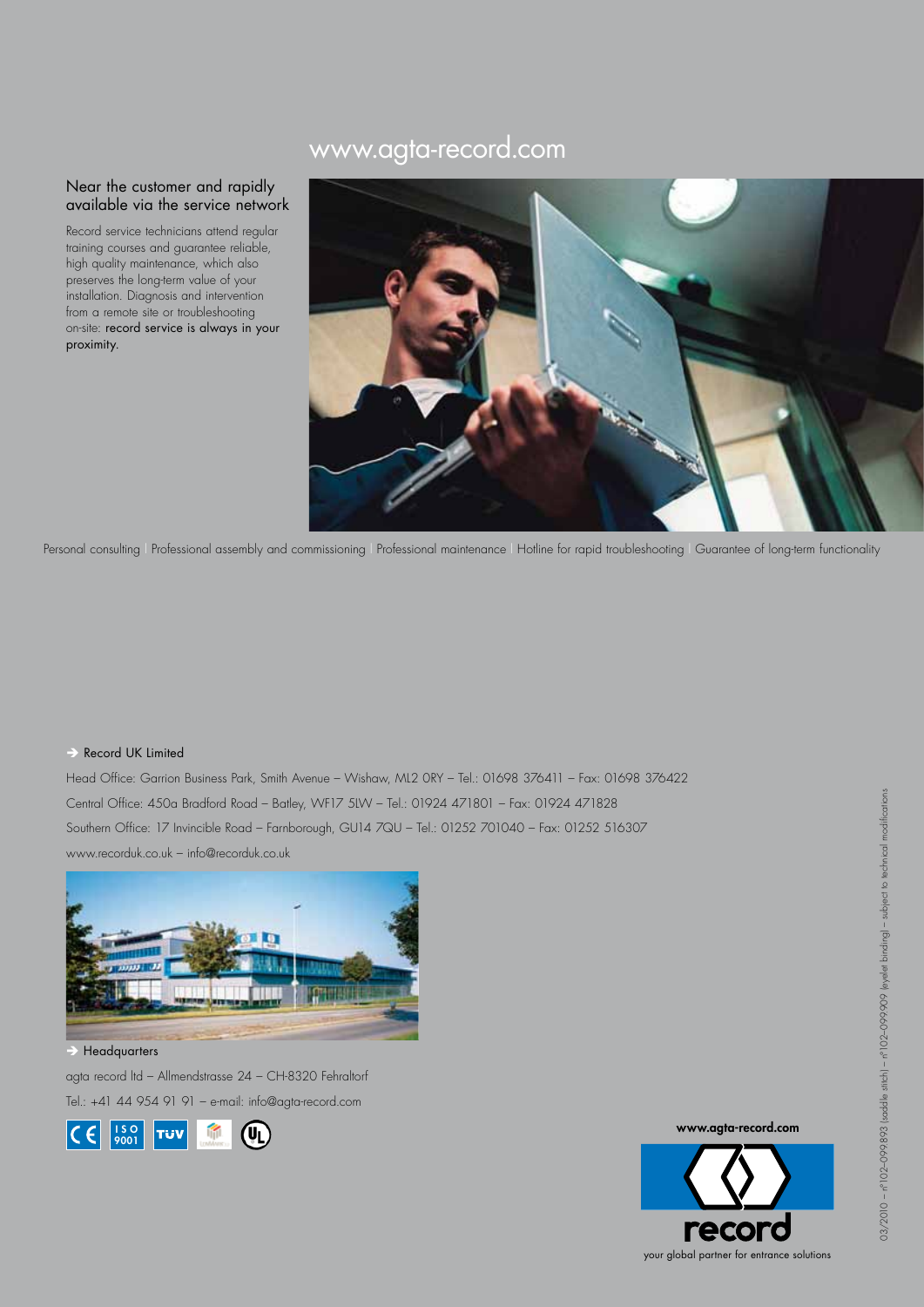www.agta-record.com

## Near the customer and rapidly available via the service network

Record service technicians attend regular training courses and guarantee reliable, high quality maintenance, which also preserves the long-term value of your installation. Diagnosis and intervention from a remote site or troubleshooting on-site: record service is always in your proximity.

Personal consulting | Professional assembly and commissioning | Professional maintenance | Hotline for rapid troubleshooting | Guarantee of long-term functionality

→ Record UK Limited

Head Office: Garrion Business Park, Smith Avenue – Wishaw, ML2 0RY – Tel.: 01698 376411 – Fax: 01698 376422

Central Office: 450a Bradford Road – Batley, WF17 5LW – Tel.: 01924 471801 – Fax: 01924 471828

Southern Office: 17 Invincible Road – Farnborough, GU14 7QU – Tel.: 01252 701040 – Fax: 01252 516307

www.recorduk.co.uk – info@recorduk.co.uk

→ Headquarters

agta record ltd – Allmendstrasse 24 – CH-8320 Fehraltorf

Tel.: +41 44 954 91 91 – e-mail: info@agta-record.com

www.agta-record.com

record

your global partner for entrance solutions

03/2010 – n°102-099.893 (saddle stich) – n°102-099.909 (eyelet binding) – subject to technical modifications